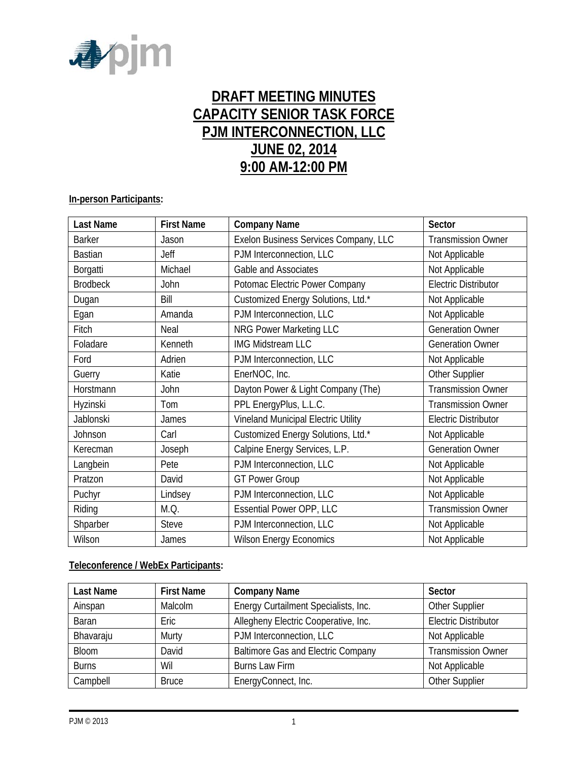# DRAFT MEETING MINUTES
# CAPACITY SENIOR TASK FORCE
# PJM INTERCONNECTION, LLC
# JUNE 02, 2014
# 9:00 AM-12:00 PM

**In-person Participants:**

| Last Name | First Name | Company Name | Sector |
|---|---|---|---|
| Barker | Jason | Exelon Business Services Company, LLC | Transmission Owner |
| Bastian | Jeff | PJM Interconnection, LLC | Not Applicable |
| Borgatti | Michael | Gable and Associates | Not Applicable |
| Brodbeck | John | Potomac Electric Power Company | Electric Distributor |
| Dugan | Bill | Customized Energy Solutions, Ltd.* | Not Applicable |
| Egan | Amanda | PJM Interconnection, LLC | Not Applicable |
| Fitch | Neal | NRG Power Marketing LLC | Generation Owner |
| Foladare | Kenneth | IMG Midstream LLC | Generation Owner |
| Ford | Adrien | PJM Interconnection, LLC | Not Applicable |
| Guerry | Katie | EnerNOC, Inc. | Other Supplier |
| Horstmann | John | Dayton Power & Light Company (The) | Transmission Owner |
| Hyzinski | Tom | PPL EnergyPlus, L.L.C. | Transmission Owner |
| Jablonski | James | Vineland Municipal Electric Utility | Electric Distributor |
| Johnson | Carl | Customized Energy Solutions, Ltd.* | Not Applicable |
| Kerecman | Joseph | Calpine Energy Services, L.P. | Generation Owner |
| Langbein | Pete | PJM Interconnection, LLC | Not Applicable |
| Pratzon | David | GT Power Group | Not Applicable |
| Puchyr | Lindsey | PJM Interconnection, LLC | Not Applicable |
| Riding | M.Q. | Essential Power OPP, LLC | Transmission Owner |
| Shparber | Steve | PJM Interconnection, LLC | Not Applicable |
| Wilson | James | Wilson Energy Economics | Not Applicable |

**Teleconference / WebEx Participants:**

| Last Name | First Name | Company Name | Sector |
|---|---|---|---|
| Ainspan | Malcolm | Energy Curtailment Specialists, Inc. | Other Supplier |
| Baran | Eric | Allegheny Electric Cooperative, Inc. | Electric Distributor |
| Bhavaraju | Murty | PJM Interconnection, LLC | Not Applicable |
| Bloom | David | Baltimore Gas and Electric Company | Transmission Owner |
| Burns | Wil | Burns Law Firm | Not Applicable |
| Campbell | Bruce | EnergyConnect, Inc. | Other Supplier |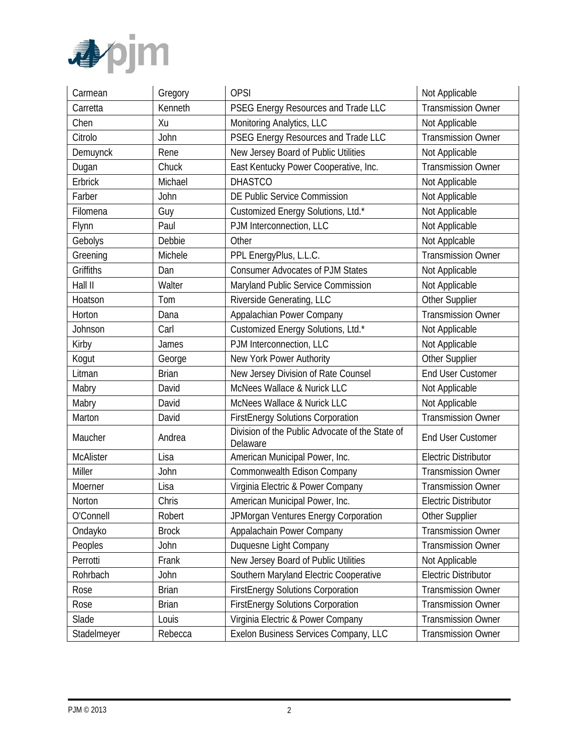| Carmean | Gregory | OPSI | Not Applicable |
|---|---|---|---|
| Carretta | Kenneth | PSEG Energy Resources and Trade LLC | Transmission Owner |
| Chen | Xu | Monitoring Analytics, LLC | Not Applicable |
| Citrolo | John | PSEG Energy Resources and Trade LLC | Transmission Owner |
| Demuynck | Rene | New Jersey Board of Public Utilities | Not Applicable |
| Dugan | Chuck | East Kentucky Power Cooperative, Inc. | Transmission Owner |
| Erbrick | Michael | DHASTCO | Not Applicable |
| Farber | John | DE Public Service Commission | Not Applicable |
| Filomena | Guy | Customized Energy Solutions, Ltd.* | Not Applicable |
| Flynn | Paul | PJM Interconnection, LLC | Not Applicable |
| Gebolys | Debbie | Other | Not Applcable |
| Greening | Michele | PPL EnergyPlus, L.L.C. | Transmission Owner |
| Griffiths | Dan | Consumer Advocates of PJM States | Not Applicable |
| Hall II | Walter | Maryland Public Service Commission | Not Applicable |
| Hoatson | Tom | Riverside Generating, LLC | Other Supplier |
| Horton | Dana | Appalachian Power Company | Transmission Owner |
| Johnson | Carl | Customized Energy Solutions, Ltd.* | Not Applicable |
| Kirby | James | PJM Interconnection, LLC | Not Applicable |
| Kogut | George | New York Power Authority | Other Supplier |
| Litman | Brian | New Jersey Division of Rate Counsel | End User Customer |
| Mabry | David | McNees Wallace & Nurick LLC | Not Applicable |
| Mabry | David | McNees Wallace & Nurick LLC | Not Applicable |
| Marton | David | FirstEnergy Solutions Corporation | Transmission Owner |
| Maucher | Andrea | Division of the Public Advocate of the State of Delaware | End User Customer |
| McAlister | Lisa | American Municipal Power, Inc. | Electric Distributor |
| Miller | John | Commonwealth Edison Company | Transmission Owner |
| Moerner | Lisa | Virginia Electric & Power Company | Transmission Owner |
| Norton | Chris | American Municipal Power, Inc. | Electric Distributor |
| O'Connell | Robert | JPMorgan Ventures Energy Corporation | Other Supplier |
| Ondayko | Brock | Appalachain Power Company | Transmission Owner |
| Peoples | John | Duquesne Light Company | Transmission Owner |
| Perrotti | Frank | New Jersey Board of Public Utilities | Not Applicable |
| Rohrbach | John | Southern Maryland Electric Cooperative | Electric Distributor |
| Rose | Brian | FirstEnergy Solutions Corporation | Transmission Owner |
| Rose | Brian | FirstEnergy Solutions Corporation | Transmission Owner |
| Slade | Louis | Virginia Electric & Power Company | Transmission Owner |
| Stadelmeyer | Rebecca | Exelon Business Services Company, LLC | Transmission Owner |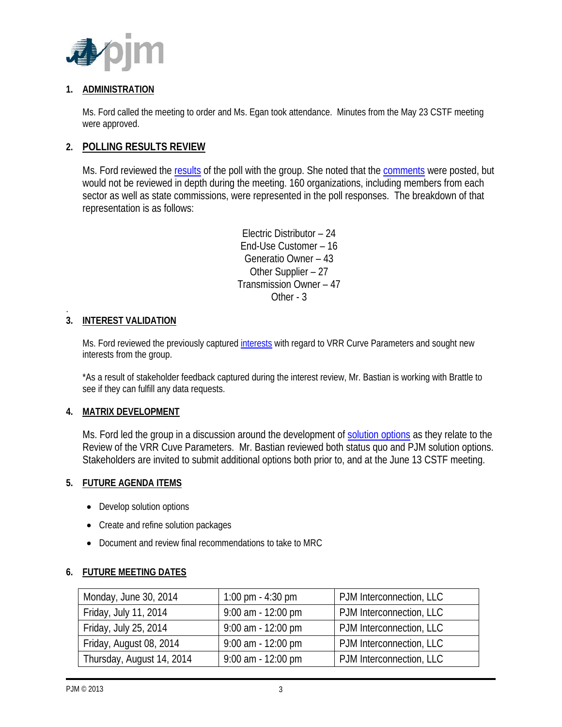## 1. ADMINISTRATION

Ms. Ford called the meeting to order and Ms. Egan took attendance. Minutes from the May 23 CSTF meeting were approved.

## 2. POLLING RESULTS REVIEW

Ms. Ford reviewed the results of the poll with the group. She noted that the comments were posted, but would not be reviewed in depth during the meeting. 160 organizations, including members from each sector as well as state commissions, were represented in the poll responses. The breakdown of that representation is as follows:

Electric Distributor – 24
End-Use Customer – 16
Generatio Owner – 43
Other Supplier – 27
Transmission Owner – 47
Other - 3

## 3. INTEREST VALIDATION

Ms. Ford reviewed the previously captured interests with regard to VRR Curve Parameters and sought new interests from the group.

*As a result of stakeholder feedback captured during the interest review, Mr. Bastian is working with Brattle to see if they can fulfill any data requests.

## 4. MATRIX DEVELOPMENT

Ms. Ford led the group in a discussion around the development of solution options as they relate to the Review of the VRR Cuve Parameters. Mr. Bastian reviewed both status quo and PJM solution options. Stakeholders are invited to submit additional options both prior to, and at the June 13 CSTF meeting.

## 5. FUTURE AGENDA ITEMS

- Develop solution options
- Create and refine solution packages
- Document and review final recommendations to take to MRC

## 6. FUTURE MEETING DATES

| | | |
|---|---|---|
| Monday, June 30, 2014 | 1:00 pm - 4:30 pm | PJM Interconnection, LLC |
| Friday, July 11, 2014 | 9:00 am - 12:00 pm | PJM Interconnection, LLC |
| Friday, July 25, 2014 | 9:00 am - 12:00 pm | PJM Interconnection, LLC |
| Friday, August 08, 2014 | 9:00 am - 12:00 pm | PJM Interconnection, LLC |
| Thursday, August 14, 2014 | 9:00 am - 12:00 pm | PJM Interconnection, LLC |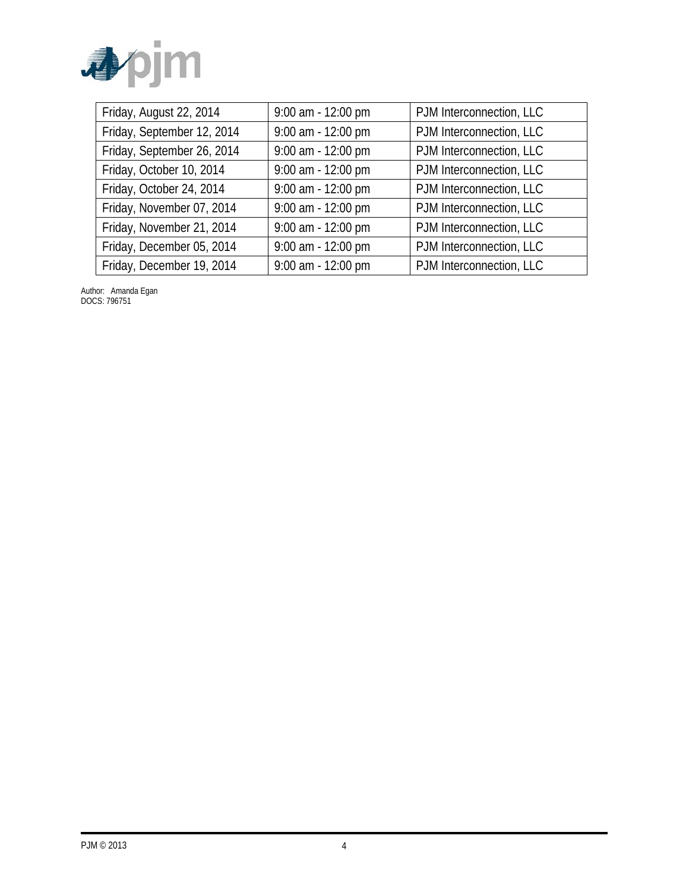| | | |
|---|---|---|
| Friday, August 22, 2014 | 9:00 am - 12:00 pm | PJM Interconnection, LLC |
| Friday, September 12, 2014 | 9:00 am - 12:00 pm | PJM Interconnection, LLC |
| Friday, September 26, 2014 | 9:00 am - 12:00 pm | PJM Interconnection, LLC |
| Friday, October 10, 2014 | 9:00 am - 12:00 pm | PJM Interconnection, LLC |
| Friday, October 24, 2014 | 9:00 am - 12:00 pm | PJM Interconnection, LLC |
| Friday, November 07, 2014 | 9:00 am - 12:00 pm | PJM Interconnection, LLC |
| Friday, November 21, 2014 | 9:00 am - 12:00 pm | PJM Interconnection, LLC |
| Friday, December 05, 2014 | 9:00 am - 12:00 pm | PJM Interconnection, LLC |
| Friday, December 19, 2014 | 9:00 am - 12:00 pm | PJM Interconnection, LLC |

Author: Amanda Egan
DOCS: 796751